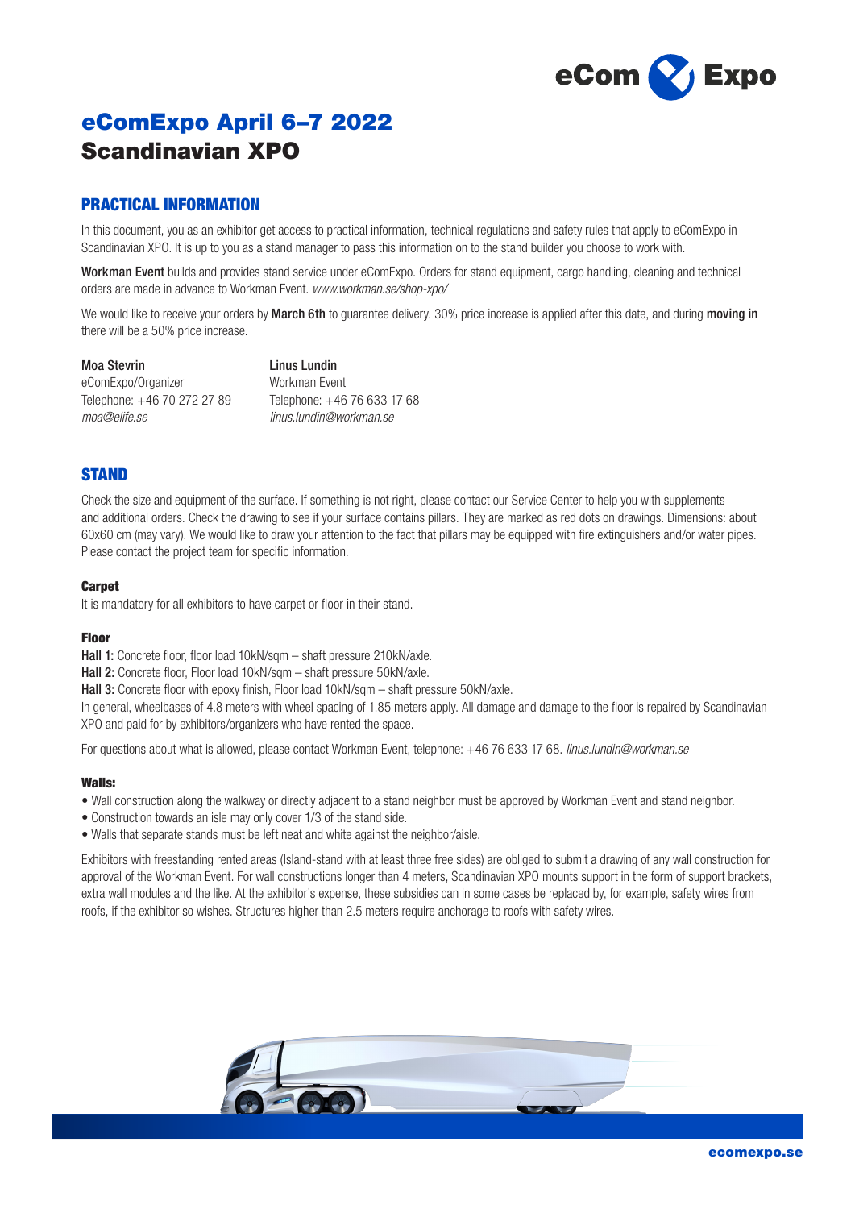# eComExpo April 6–7 2022
# Scandinavian XPO

## PRACTICAL INFORMATION

In this document, you as an exhibitor get access to practical information, technical regulations and safety rules that apply to eComExpo in Scandinavian XPO. It is up to you as a stand manager to pass this information on to the stand builder you choose to work with.

**Workman Event** builds and provides stand service under eComExpo. Orders for stand equipment, cargo handling, cleaning and technical orders are made in advance to Workman Event. *www.workman.se/shop-xpo/*

We would like to receive your orders by **March 6th** to guarantee delivery. 30% price increase is applied after this date, and during **moving in** there will be a 50% price increase.

**Moa Stevrin**
eComExpo/Organizer
Telephone: +46 70 272 27 89
*moa@elife.se*

**Linus Lundin**
Workman Event
Telephone: +46 76 633 17 68
*linus.lundin@workman.se*

## STAND

Check the size and equipment of the surface. If something is not right, please contact our Service Center to help you with supplements and additional orders. Check the drawing to see if your surface contains pillars. They are marked as red dots on drawings. Dimensions: about 60x60 cm (may vary). We would like to draw your attention to the fact that pillars may be equipped with fire extinguishers and/or water pipes. Please contact the project team for specific information.

### Carpet

It is mandatory for all exhibitors to have carpet or floor in their stand.

### Floor

**Hall 1:** Concrete floor, floor load 10kN/sqm – shaft pressure 210kN/axle.
**Hall 2:** Concrete floor, Floor load 10kN/sqm – shaft pressure 50kN/axle.
**Hall 3:** Concrete floor with epoxy finish, Floor load 10kN/sqm – shaft pressure 50kN/axle.
In general, wheelbases of 4.8 meters with wheel spacing of 1.85 meters apply. All damage and damage to the floor is repaired by Scandinavian XPO and paid for by exhibitors/organizers who have rented the space.

For questions about what is allowed, please contact Workman Event, telephone: +46 76 633 17 68. *linus.lundin@workman.se*

### Walls:

- Wall construction along the walkway or directly adjacent to a stand neighbor must be approved by Workman Event and stand neighbor.
- Construction towards an isle may only cover 1/3 of the stand side.
- Walls that separate stands must be left neat and white against the neighbor/aisle.

Exhibitors with freestanding rented areas (Island-stand with at least three free sides) are obliged to submit a drawing of any wall construction for approval of the Workman Event. For wall constructions longer than 4 meters, Scandinavian XPO mounts support in the form of support brackets, extra wall modules and the like. At the exhibitor's expense, these subsidies can in some cases be replaced by, for example, safety wires from roofs, if the exhibitor so wishes. Structures higher than 2.5 meters require anchorage to roofs with safety wires.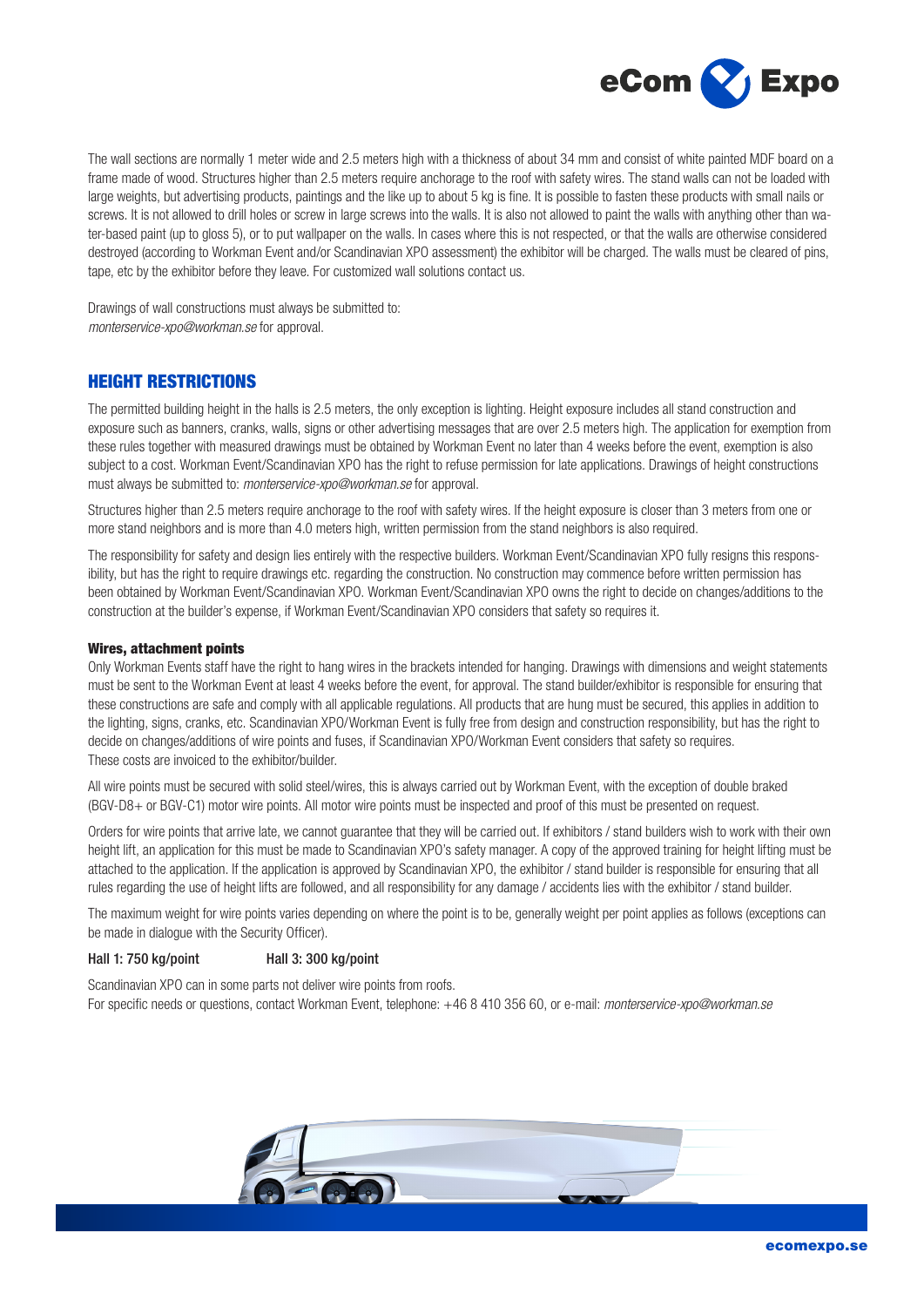The wall sections are normally 1 meter wide and 2.5 meters high with a thickness of about 34 mm and consist of white painted MDF board on a frame made of wood. Structures higher than 2.5 meters require anchorage to the roof with safety wires. The stand walls can not be loaded with large weights, but advertising products, paintings and the like up to about 5 kg is fine. It is possible to fasten these products with small nails or screws. It is not allowed to drill holes or screw in large screws into the walls. It is also not allowed to paint the walls with anything other than water-based paint (up to gloss 5), or to put wallpaper on the walls. In cases where this is not respected, or that the walls are otherwise considered destroyed (according to Workman Event and/or Scandinavian XPO assessment) the exhibitor will be charged. The walls must be cleared of pins, tape, etc by the exhibitor before they leave. For customized wall solutions contact us.

Drawings of wall constructions must always be submitted to:
*monterservice-xpo@workman.se* for approval.

## HEIGHT RESTRICTIONS

The permitted building height in the halls is 2.5 meters, the only exception is lighting. Height exposure includes all stand construction and exposure such as banners, cranks, walls, signs or other advertising messages that are over 2.5 meters high. The application for exemption from these rules together with measured drawings must be obtained by Workman Event no later than 4 weeks before the event, exemption is also subject to a cost. Workman Event/Scandinavian XPO has the right to refuse permission for late applications. Drawings of height constructions must always be submitted to: *monterservice-xpo@workman.se* for approval.

Structures higher than 2.5 meters require anchorage to the roof with safety wires. If the height exposure is closer than 3 meters from one or more stand neighbors and is more than 4.0 meters high, written permission from the stand neighbors is also required.

The responsibility for safety and design lies entirely with the respective builders. Workman Event/Scandinavian XPO fully resigns this responsibility, but has the right to require drawings etc. regarding the construction. No construction may commence before written permission has been obtained by Workman Event/Scandinavian XPO. Workman Event/Scandinavian XPO owns the right to decide on changes/additions to the construction at the builder's expense, if Workman Event/Scandinavian XPO considers that safety so requires it.

### Wires, attachment points

Only Workman Events staff have the right to hang wires in the brackets intended for hanging. Drawings with dimensions and weight statements must be sent to the Workman Event at least 4 weeks before the event, for approval. The stand builder/exhibitor is responsible for ensuring that these constructions are safe and comply with all applicable regulations. All products that are hung must be secured, this applies in addition to the lighting, signs, cranks, etc. Scandinavian XPO/Workman Event is fully free from design and construction responsibility, but has the right to decide on changes/additions of wire points and fuses, if Scandinavian XPO/Workman Event considers that safety so requires.
These costs are invoiced to the exhibitor/builder.

All wire points must be secured with solid steel/wires, this is always carried out by Workman Event, with the exception of double braked (BGV-D8+ or BGV-C1) motor wire points. All motor wire points must be inspected and proof of this must be presented on request.

Orders for wire points that arrive late, we cannot guarantee that they will be carried out. If exhibitors / stand builders wish to work with their own height lift, an application for this must be made to Scandinavian XPO's safety manager. A copy of the approved training for height lifting must be attached to the application. If the application is approved by Scandinavian XPO, the exhibitor / stand builder is responsible for ensuring that all rules regarding the use of height lifts are followed, and all responsibility for any damage / accidents lies with the exhibitor / stand builder.

The maximum weight for wire points varies depending on where the point is to be, generally weight per point applies as follows (exceptions can be made in dialogue with the Security Officer).

Hall 1: 750 kg/point    Hall 3: 300 kg/point

Scandinavian XPO can in some parts not deliver wire points from roofs.
For specific needs or questions, contact Workman Event, telephone: +46 8 410 356 60, or e-mail: *monterservice-xpo@workman.se*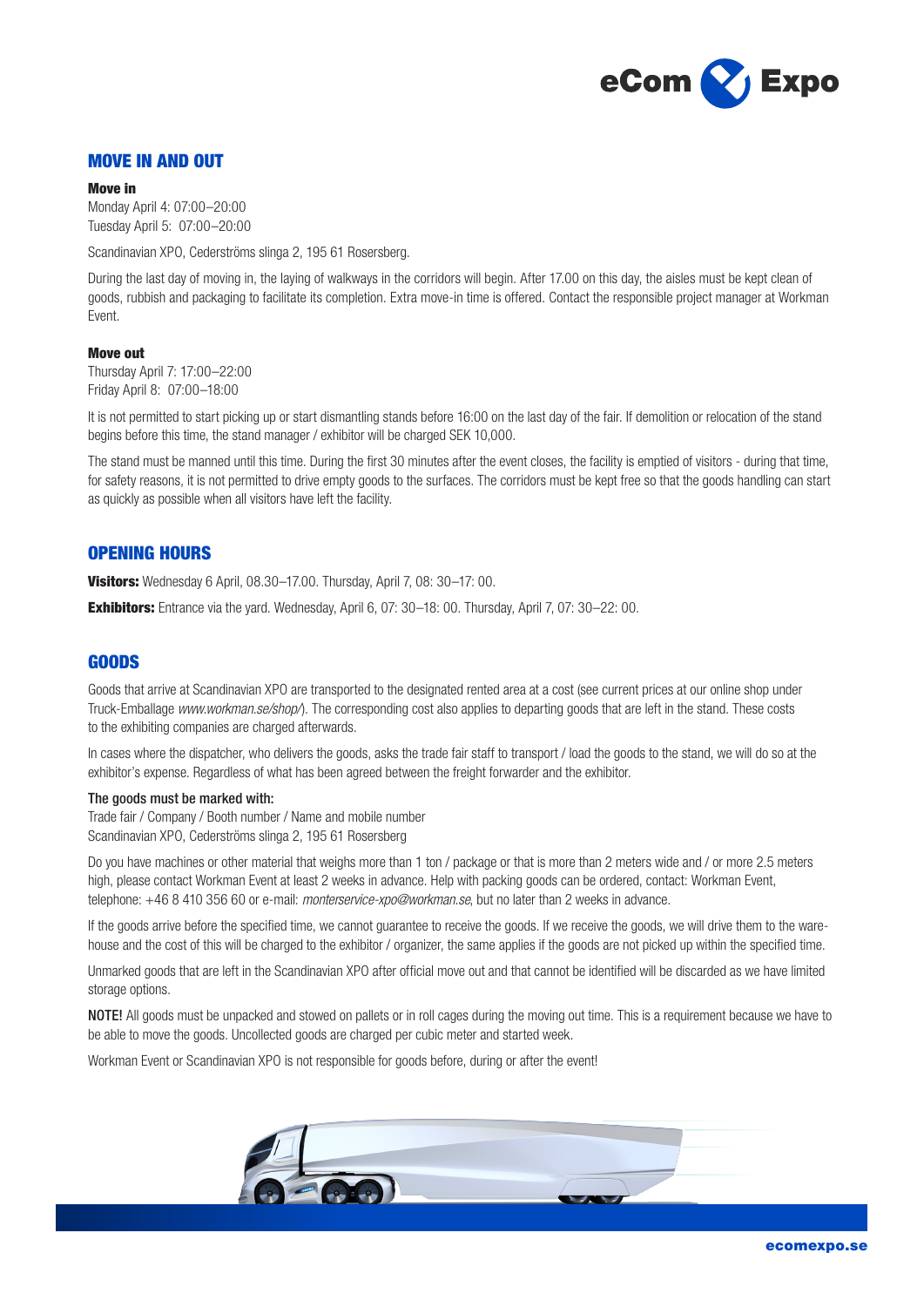## MOVE IN AND OUT

**Move in**
Monday April 4: 07:00–20:00
Tuesday April 5: 07:00–20:00

Scandinavian XPO, Cederströms slinga 2, 195 61 Rosersberg.

During the last day of moving in, the laying of walkways in the corridors will begin. After 17.00 on this day, the aisles must be kept clean of goods, rubbish and packaging to facilitate its completion. Extra move-in time is offered. Contact the responsible project manager at Workman Event.

**Move out**
Thursday April 7: 17:00–22:00
Friday April 8: 07:00–18:00

It is not permitted to start picking up or start dismantling stands before 16:00 on the last day of the fair. If demolition or relocation of the stand begins before this time, the stand manager / exhibitor will be charged SEK 10,000.

The stand must be manned until this time. During the first 30 minutes after the event closes, the facility is emptied of visitors - during that time, for safety reasons, it is not permitted to drive empty goods to the surfaces. The corridors must be kept free so that the goods handling can start as quickly as possible when all visitors have left the facility.

## OPENING HOURS

**Visitors:** Wednesday 6 April, 08.30–17.00. Thursday, April 7, 08: 30–17: 00.

**Exhibitors:** Entrance via the yard. Wednesday, April 6, 07: 30–18: 00. Thursday, April 7, 07: 30–22: 00.

## GOODS

Goods that arrive at Scandinavian XPO are transported to the designated rented area at a cost (see current prices at our online shop under Truck-Emballage *www.workman.se/shop/*). The corresponding cost also applies to departing goods that are left in the stand. These costs to the exhibiting companies are charged afterwards.

In cases where the dispatcher, who delivers the goods, asks the trade fair staff to transport / load the goods to the stand, we will do so at the exhibitor's expense. Regardless of what has been agreed between the freight forwarder and the exhibitor.

The goods must be marked with:
Trade fair / Company / Booth number / Name and mobile number
Scandinavian XPO, Cederströms slinga 2, 195 61 Rosersberg

Do you have machines or other material that weighs more than 1 ton / package or that is more than 2 meters wide and / or more 2.5 meters high, please contact Workman Event at least 2 weeks in advance. Help with packing goods can be ordered, contact: Workman Event, telephone: +46 8 410 356 60 or e-mail: *monterservice-xpo@workman.se*, but no later than 2 weeks in advance.

If the goods arrive before the specified time, we cannot guarantee to receive the goods. If we receive the goods, we will drive them to the warehouse and the cost of this will be charged to the exhibitor / organizer, the same applies if the goods are not picked up within the specified time.

Unmarked goods that are left in the Scandinavian XPO after official move out and that cannot be identified will be discarded as we have limited storage options.

NOTE! All goods must be unpacked and stowed on pallets or in roll cages during the moving out time. This is a requirement because we have to be able to move the goods. Uncollected goods are charged per cubic meter and started week.

Workman Event or Scandinavian XPO is not responsible for goods before, during or after the event!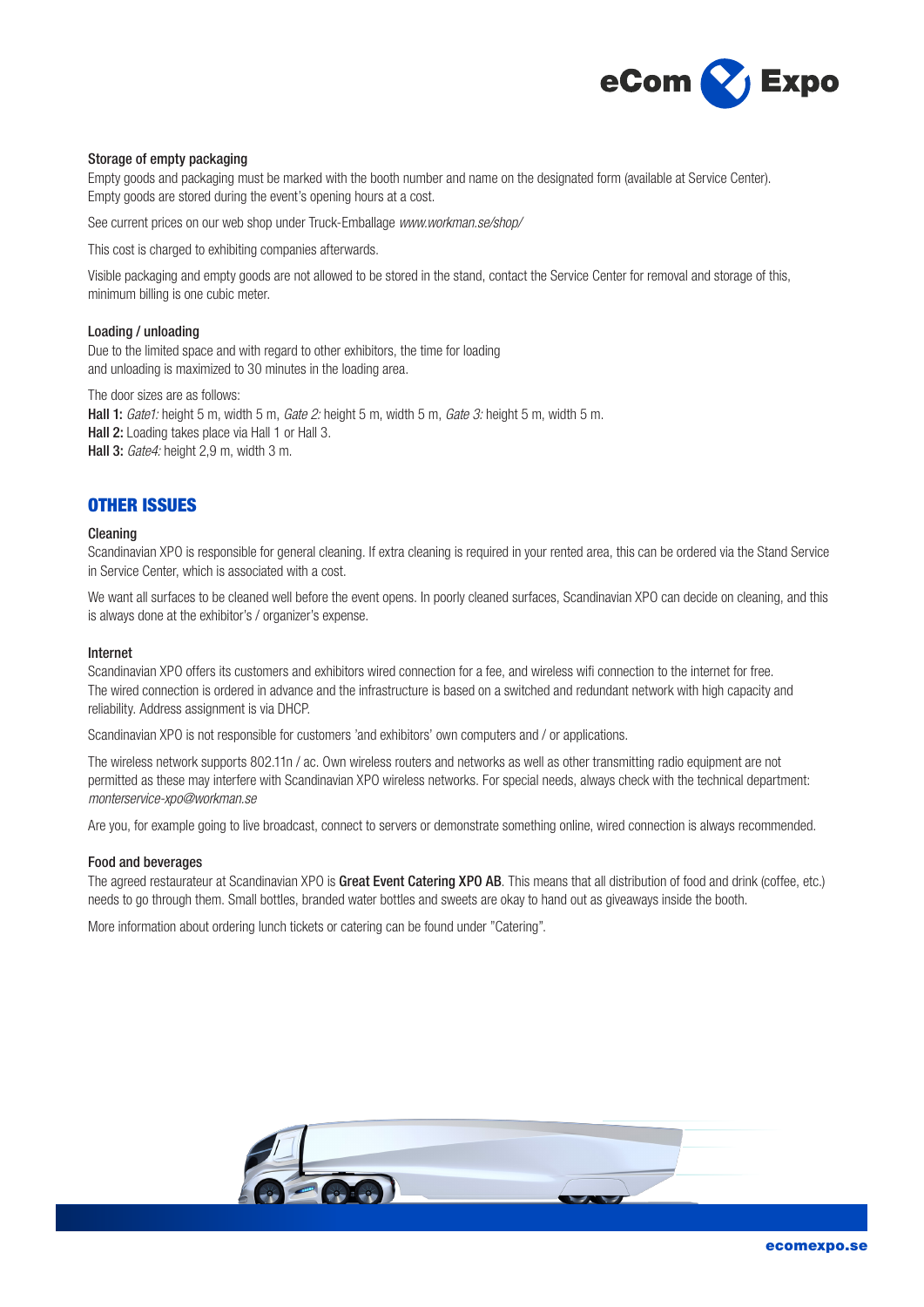#### Storage of empty packaging

Empty goods and packaging must be marked with the booth number and name on the designated form (available at Service Center). Empty goods are stored during the event's opening hours at a cost.

See current prices on our web shop under Truck-Emballage *www.workman.se/shop/*

This cost is charged to exhibiting companies afterwards.

Visible packaging and empty goods are not allowed to be stored in the stand, contact the Service Center for removal and storage of this, minimum billing is one cubic meter.

#### Loading / unloading

Due to the limited space and with regard to other exhibitors, the time for loading and unloading is maximized to 30 minutes in the loading area.

The door sizes are as follows:
**Hall 1:** *Gate1:* height 5 m, width 5 m, *Gate 2:* height 5 m, width 5 m, *Gate 3:* height 5 m, width 5 m.
**Hall 2:** Loading takes place via Hall 1 or Hall 3.
**Hall 3:** *Gate4:* height 2,9 m, width 3 m.

## OTHER ISSUES

#### Cleaning

Scandinavian XPO is responsible for general cleaning. If extra cleaning is required in your rented area, this can be ordered via the Stand Service in Service Center, which is associated with a cost.

We want all surfaces to be cleaned well before the event opens. In poorly cleaned surfaces, Scandinavian XPO can decide on cleaning, and this is always done at the exhibitor's / organizer's expense.

#### Internet

Scandinavian XPO offers its customers and exhibitors wired connection for a fee, and wireless wifi connection to the internet for free. The wired connection is ordered in advance and the infrastructure is based on a switched and redundant network with high capacity and reliability. Address assignment is via DHCP.

Scandinavian XPO is not responsible for customers 'and exhibitors' own computers and / or applications.

The wireless network supports 802.11n / ac. Own wireless routers and networks as well as other transmitting radio equipment are not permitted as these may interfere with Scandinavian XPO wireless networks. For special needs, always check with the technical department: *monterservice-xpo@workman.se*

Are you, for example going to live broadcast, connect to servers or demonstrate something online, wired connection is always recommended.

#### Food and beverages

The agreed restaurateur at Scandinavian XPO is **Great Event Catering XPO AB**. This means that all distribution of food and drink (coffee, etc.) needs to go through them. Small bottles, branded water bottles and sweets are okay to hand out as giveaways inside the booth.

More information about ordering lunch tickets or catering can be found under "Catering".